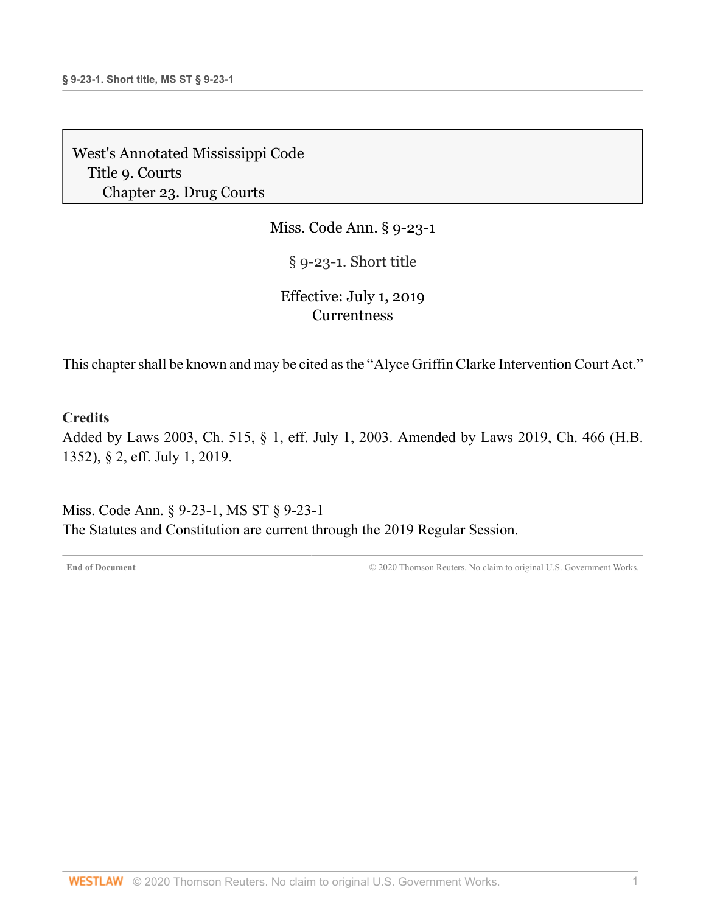West's Annotated Mississippi Code
Title 9. Courts
Chapter 23. Drug Courts

Miss. Code Ann. § 9-23-1

# § 9-23-1. Short title

Effective: July 1, 2019
Currentness

This chapter shall be known and may be cited as the "Alyce Griffin Clarke Intervention Court Act."

**Credits**

Added by Laws 2003, Ch. 515, § 1, eff. July 1, 2003. Amended by Laws 2019, Ch. 466 (H.B. 1352), § 2, eff. July 1, 2019.

Miss. Code Ann. § 9-23-1, MS ST § 9-23-1
The Statutes and Constitution are current through the 2019 Regular Session.

End of Document © 2020 Thomson Reuters. No claim to original U.S. Government Works.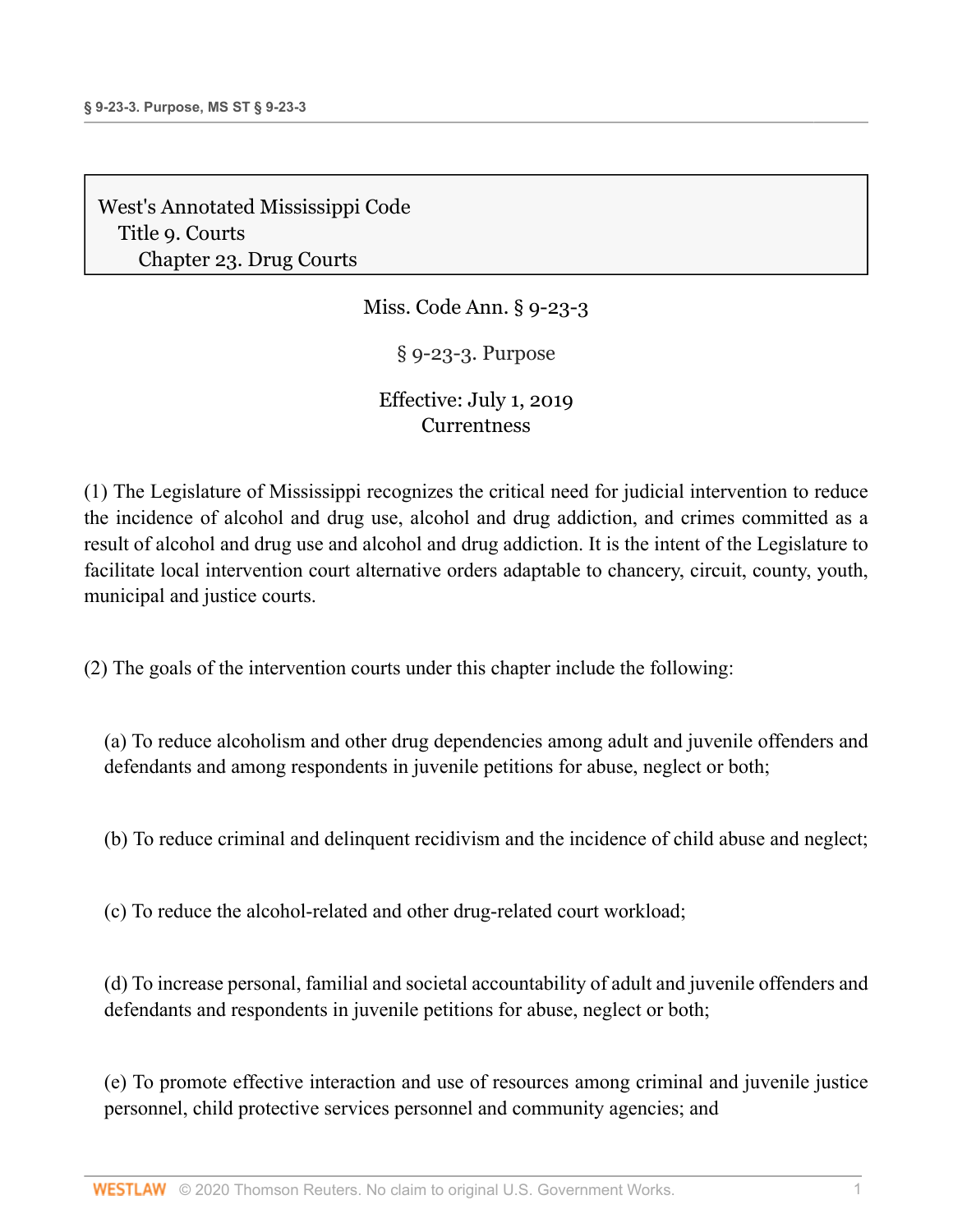West's Annotated Mississippi Code
Title 9. Courts
Chapter 23. Drug Courts

Miss. Code Ann. § 9-23-3

# § 9-23-3. Purpose

Effective: July 1, 2019
Currentness

(1) The Legislature of Mississippi recognizes the critical need for judicial intervention to reduce the incidence of alcohol and drug use, alcohol and drug addiction, and crimes committed as a result of alcohol and drug use and alcohol and drug addiction. It is the intent of the Legislature to facilitate local intervention court alternative orders adaptable to chancery, circuit, county, youth, municipal and justice courts.

(2) The goals of the intervention courts under this chapter include the following:

(a) To reduce alcoholism and other drug dependencies among adult and juvenile offenders and defendants and among respondents in juvenile petitions for abuse, neglect or both;

(b) To reduce criminal and delinquent recidivism and the incidence of child abuse and neglect;

(c) To reduce the alcohol-related and other drug-related court workload;

(d) To increase personal, familial and societal accountability of adult and juvenile offenders and defendants and respondents in juvenile petitions for abuse, neglect or both;

(e) To promote effective interaction and use of resources among criminal and juvenile justice personnel, child protective services personnel and community agencies; and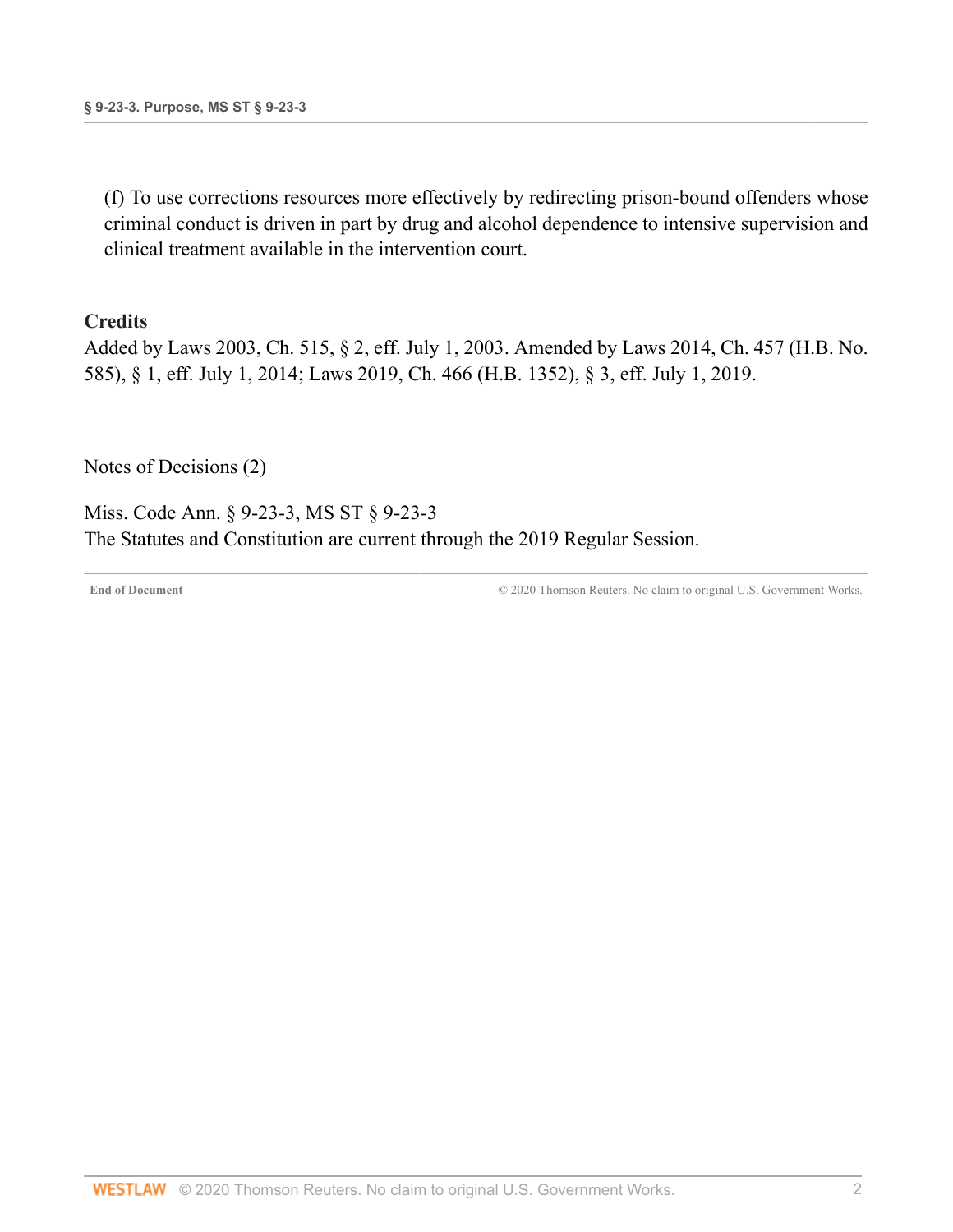(f) To use corrections resources more effectively by redirecting prison-bound offenders whose criminal conduct is driven in part by drug and alcohol dependence to intensive supervision and clinical treatment available in the intervention court.

## Credits

Added by Laws 2003, Ch. 515, § 2, eff. July 1, 2003. Amended by Laws 2014, Ch. 457 (H.B. No. 585), § 1, eff. July 1, 2014; Laws 2019, Ch. 466 (H.B. 1352), § 3, eff. July 1, 2019.

Notes of Decisions (2)

Miss. Code Ann. § 9-23-3, MS ST § 9-23-3
The Statutes and Constitution are current through the 2019 Regular Session.

End of Document © 2020 Thomson Reuters. No claim to original U.S. Government Works.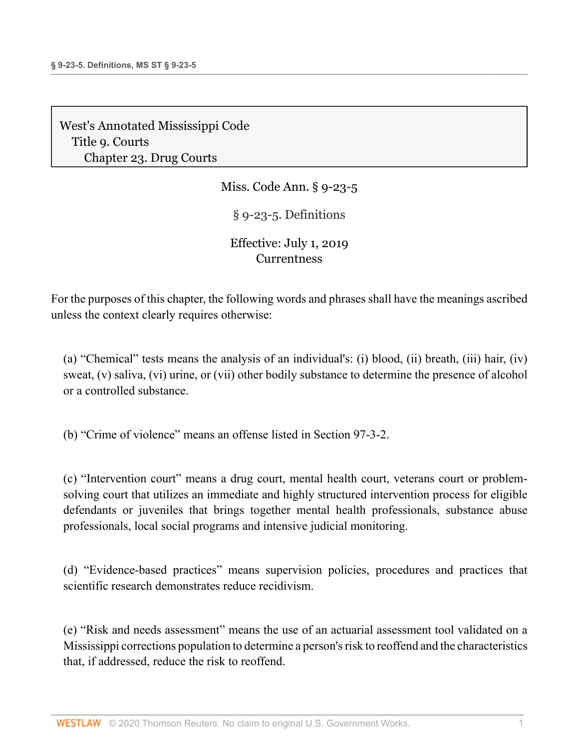West's Annotated Mississippi Code
Title 9. Courts
Chapter 23. Drug Courts

Miss. Code Ann. § 9-23-5

# § 9-23-5. Definitions

Effective: July 1, 2019
Currentness

For the purposes of this chapter, the following words and phrases shall have the meanings ascribed unless the context clearly requires otherwise:

(a) "Chemical" tests means the analysis of an individual's: (i) blood, (ii) breath, (iii) hair, (iv) sweat, (v) saliva, (vi) urine, or (vii) other bodily substance to determine the presence of alcohol or a controlled substance.

(b) "Crime of violence" means an offense listed in Section 97-3-2.

(c) "Intervention court" means a drug court, mental health court, veterans court or problem-solving court that utilizes an immediate and highly structured intervention process for eligible defendants or juveniles that brings together mental health professionals, substance abuse professionals, local social programs and intensive judicial monitoring.

(d) "Evidence-based practices" means supervision policies, procedures and practices that scientific research demonstrates reduce recidivism.

(e) "Risk and needs assessment" means the use of an actuarial assessment tool validated on a Mississippi corrections population to determine a person's risk to reoffend and the characteristics that, if addressed, reduce the risk to reoffend.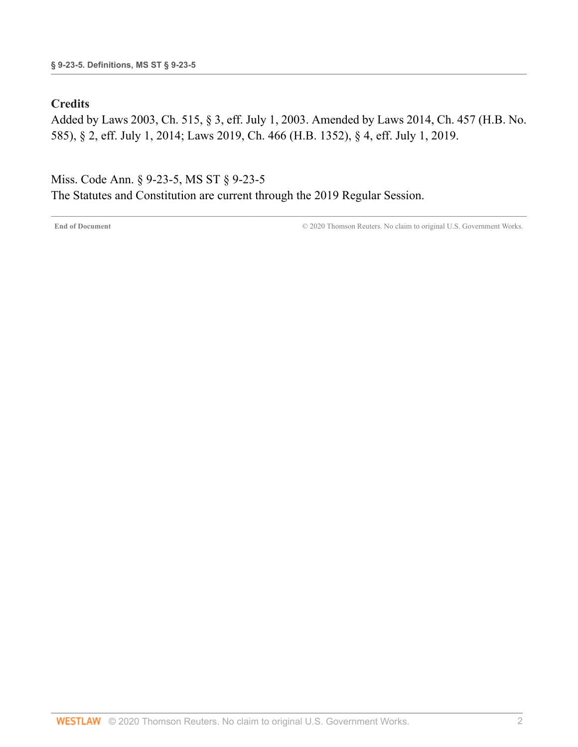## Credits

Added by Laws 2003, Ch. 515, § 3, eff. July 1, 2003. Amended by Laws 2014, Ch. 457 (H.B. No. 585), § 2, eff. July 1, 2014; Laws 2019, Ch. 466 (H.B. 1352), § 4, eff. July 1, 2019.

Miss. Code Ann. § 9-23-5, MS ST § 9-23-5
The Statutes and Constitution are current through the 2019 Regular Session.

**End of Document** © 2020 Thomson Reuters. No claim to original U.S. Government Works.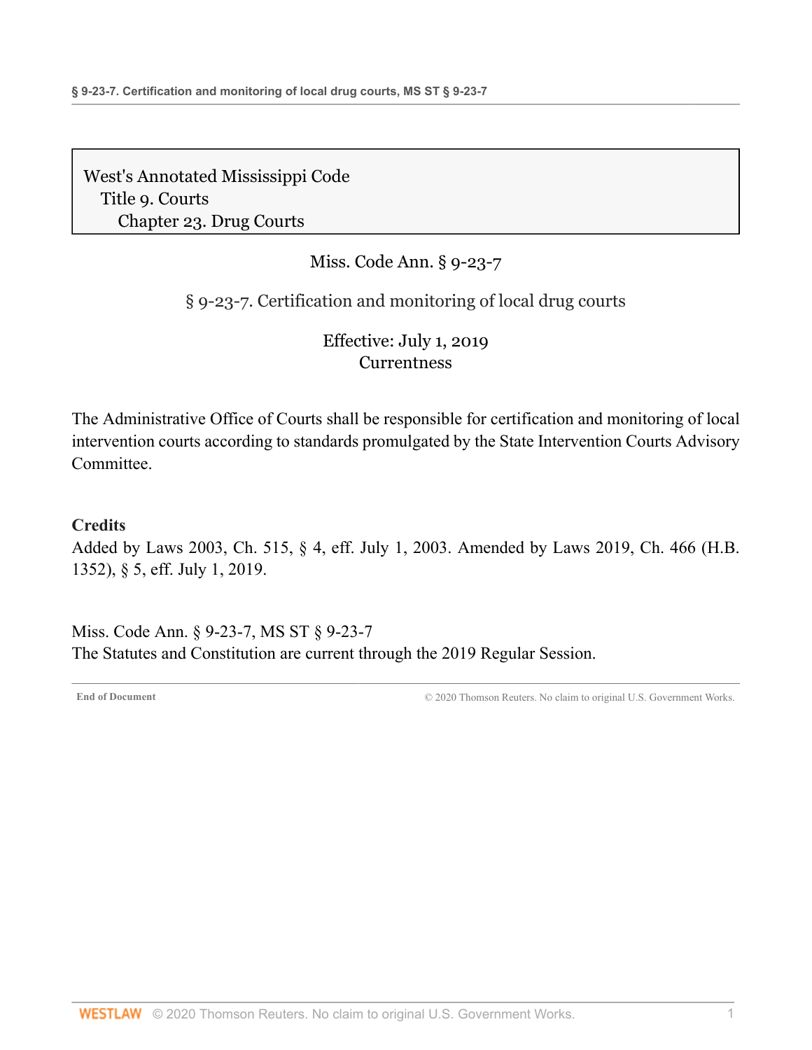West's Annotated Mississippi Code
Title 9. Courts
Chapter 23. Drug Courts

Miss. Code Ann. § 9-23-7

# § 9-23-7. Certification and monitoring of local drug courts

Effective: July 1, 2019
Currentness

The Administrative Office of Courts shall be responsible for certification and monitoring of local intervention courts according to standards promulgated by the State Intervention Courts Advisory Committee.

**Credits**

Added by Laws 2003, Ch. 515, § 4, eff. July 1, 2003. Amended by Laws 2019, Ch. 466 (H.B. 1352), § 5, eff. July 1, 2019.

Miss. Code Ann. § 9-23-7, MS ST § 9-23-7
The Statutes and Constitution are current through the 2019 Regular Session.

End of Document © 2020 Thomson Reuters. No claim to original U.S. Government Works.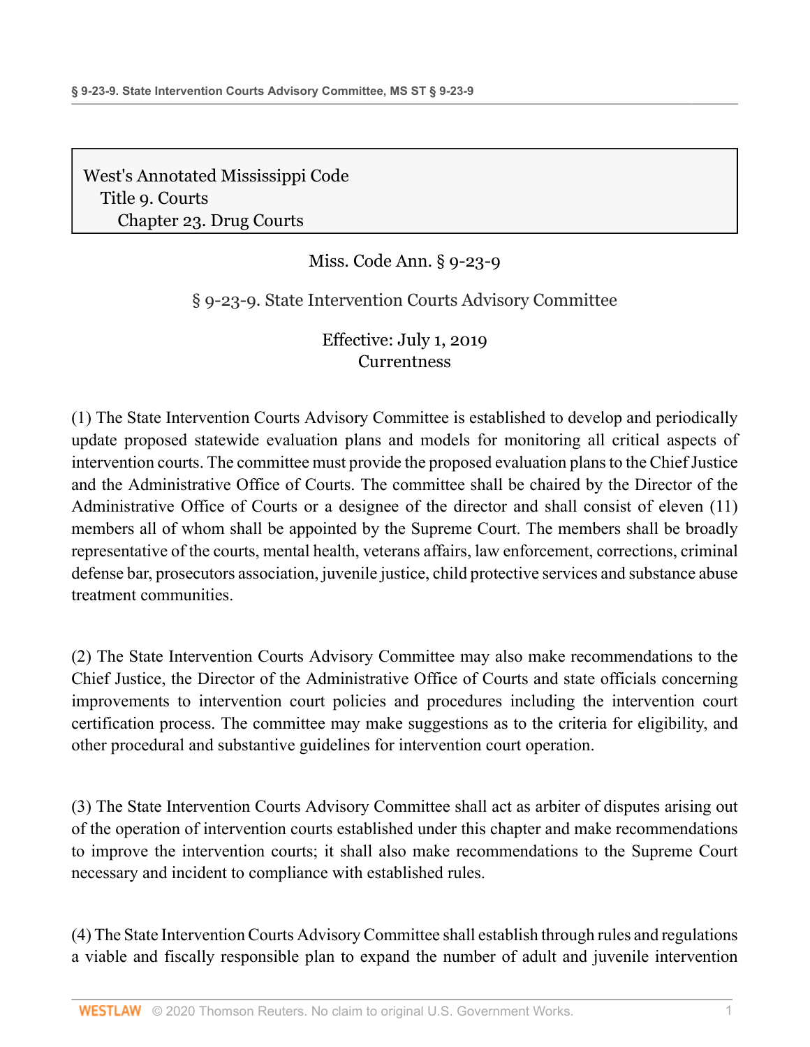West's Annotated Mississippi Code
Title 9. Courts
Chapter 23. Drug Courts

Miss. Code Ann. § 9-23-9

## § 9-23-9. State Intervention Courts Advisory Committee

Effective: July 1, 2019
Currentness

(1) The State Intervention Courts Advisory Committee is established to develop and periodically update proposed statewide evaluation plans and models for monitoring all critical aspects of intervention courts. The committee must provide the proposed evaluation plans to the Chief Justice and the Administrative Office of Courts. The committee shall be chaired by the Director of the Administrative Office of Courts or a designee of the director and shall consist of eleven (11) members all of whom shall be appointed by the Supreme Court. The members shall be broadly representative of the courts, mental health, veterans affairs, law enforcement, corrections, criminal defense bar, prosecutors association, juvenile justice, child protective services and substance abuse treatment communities.

(2) The State Intervention Courts Advisory Committee may also make recommendations to the Chief Justice, the Director of the Administrative Office of Courts and state officials concerning improvements to intervention court policies and procedures including the intervention court certification process. The committee may make suggestions as to the criteria for eligibility, and other procedural and substantive guidelines for intervention court operation.

(3) The State Intervention Courts Advisory Committee shall act as arbiter of disputes arising out of the operation of intervention courts established under this chapter and make recommendations to improve the intervention courts; it shall also make recommendations to the Supreme Court necessary and incident to compliance with established rules.

(4) The State Intervention Courts Advisory Committee shall establish through rules and regulations a viable and fiscally responsible plan to expand the number of adult and juvenile intervention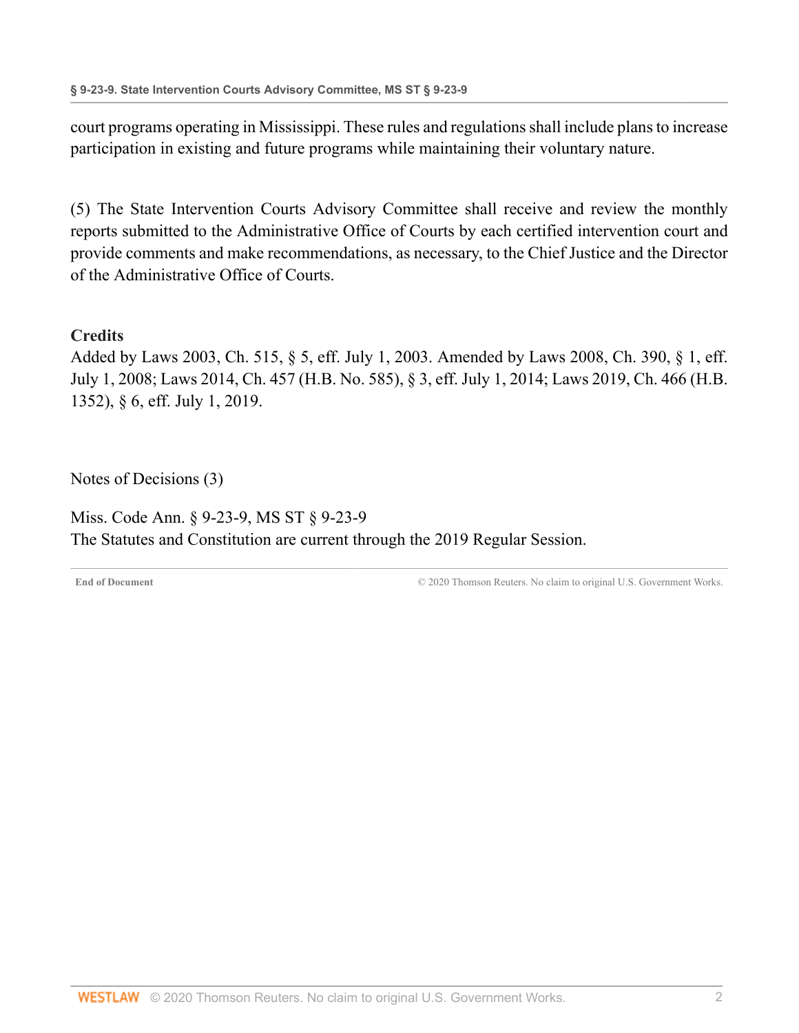court programs operating in Mississippi. These rules and regulations shall include plans to increase participation in existing and future programs while maintaining their voluntary nature.

(5) The State Intervention Courts Advisory Committee shall receive and review the monthly reports submitted to the Administrative Office of Courts by each certified intervention court and provide comments and make recommendations, as necessary, to the Chief Justice and the Director of the Administrative Office of Courts.

## Credits

Added by Laws 2003, Ch. 515, § 5, eff. July 1, 2003. Amended by Laws 2008, Ch. 390, § 1, eff. July 1, 2008; Laws 2014, Ch. 457 (H.B. No. 585), § 3, eff. July 1, 2014; Laws 2019, Ch. 466 (H.B. 1352), § 6, eff. July 1, 2019.

Notes of Decisions (3)

Miss. Code Ann. § 9-23-9, MS ST § 9-23-9
The Statutes and Constitution are current through the 2019 Regular Session.

**End of Document** © 2020 Thomson Reuters. No claim to original U.S. Government Works.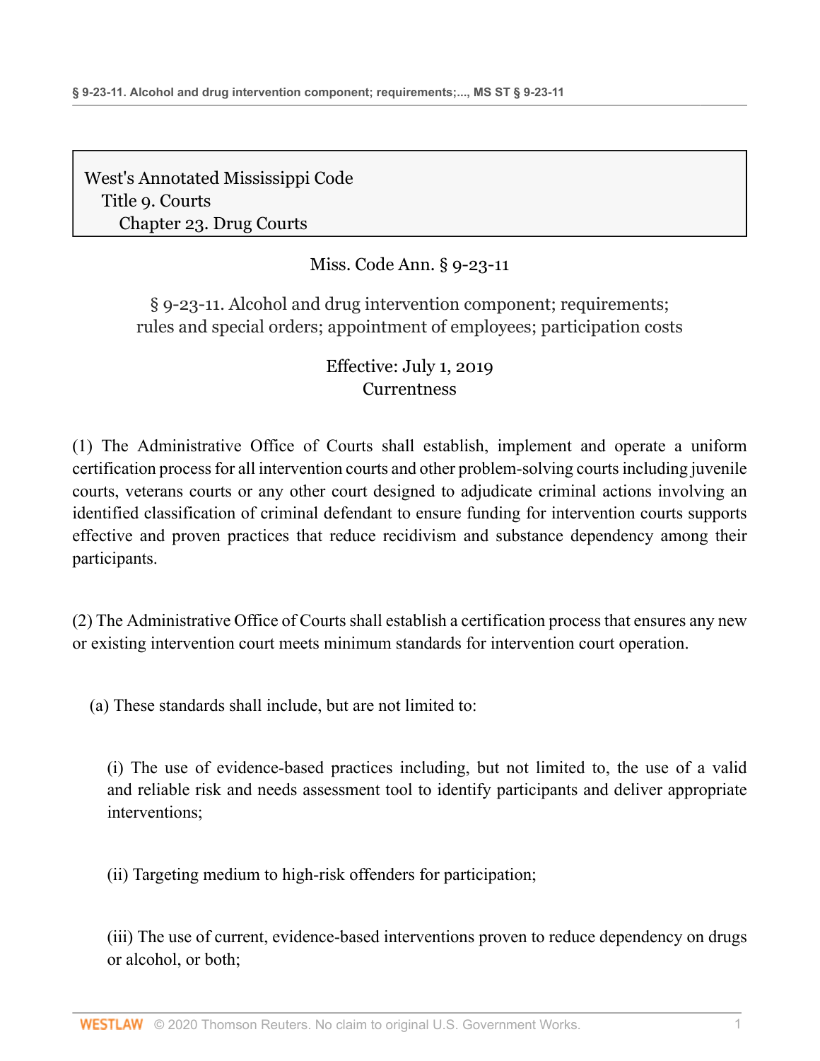West's Annotated Mississippi Code
Title 9. Courts
Chapter 23. Drug Courts

Miss. Code Ann. § 9-23-11

# § 9-23-11. Alcohol and drug intervention component; requirements; rules and special orders; appointment of employees; participation costs

Effective: July 1, 2019
Currentness

(1) The Administrative Office of Courts shall establish, implement and operate a uniform certification process for all intervention courts and other problem-solving courts including juvenile courts, veterans courts or any other court designed to adjudicate criminal actions involving an identified classification of criminal defendant to ensure funding for intervention courts supports effective and proven practices that reduce recidivism and substance dependency among their participants.

(2) The Administrative Office of Courts shall establish a certification process that ensures any new or existing intervention court meets minimum standards for intervention court operation.

(a) These standards shall include, but are not limited to:

(i) The use of evidence-based practices including, but not limited to, the use of a valid and reliable risk and needs assessment tool to identify participants and deliver appropriate interventions;

(ii) Targeting medium to high-risk offenders for participation;

(iii) The use of current, evidence-based interventions proven to reduce dependency on drugs or alcohol, or both;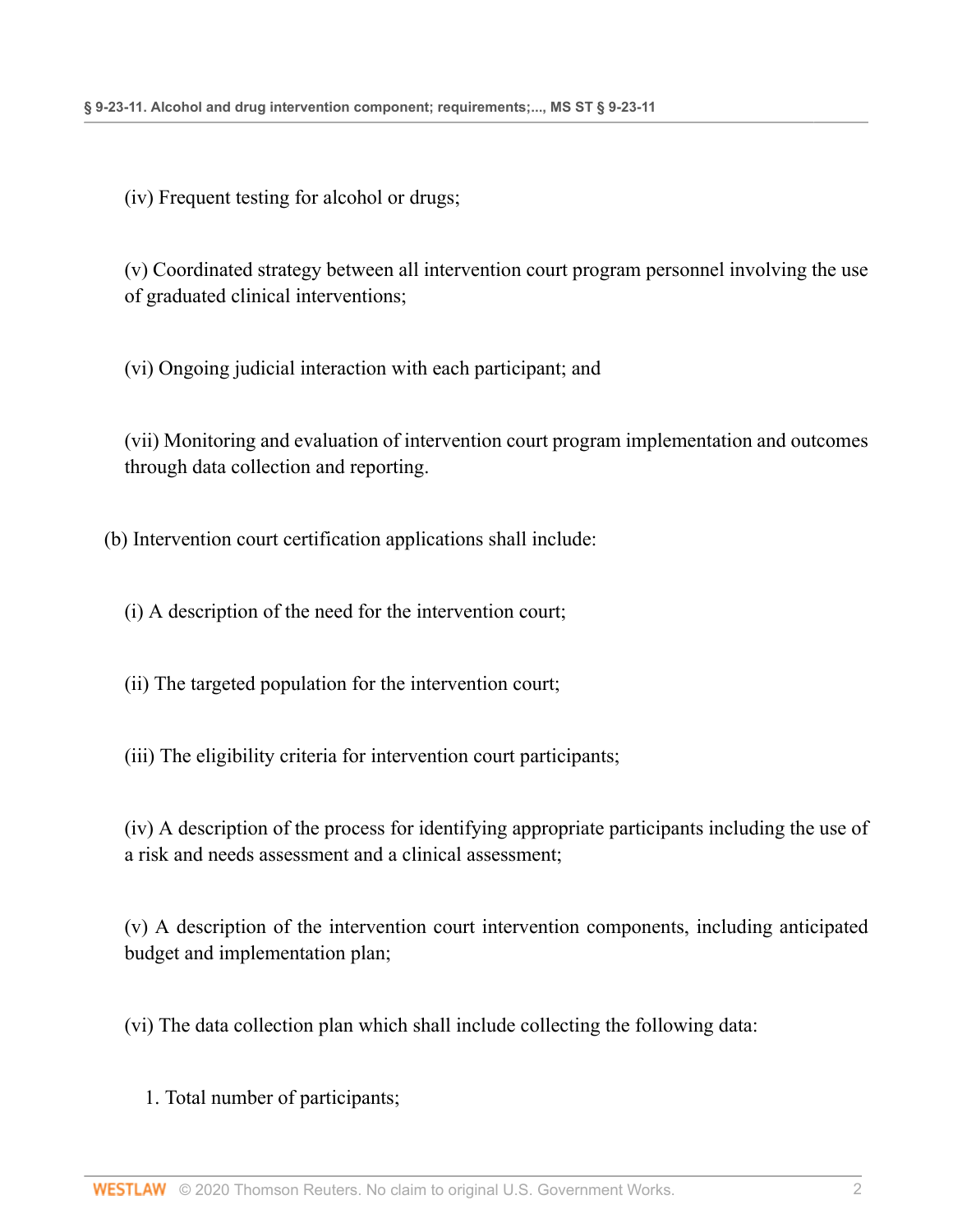(iv) Frequent testing for alcohol or drugs;

(v) Coordinated strategy between all intervention court program personnel involving the use of graduated clinical interventions;

(vi) Ongoing judicial interaction with each participant; and

(vii) Monitoring and evaluation of intervention court program implementation and outcomes through data collection and reporting.

(b) Intervention court certification applications shall include:

(i) A description of the need for the intervention court;

(ii) The targeted population for the intervention court;

(iii) The eligibility criteria for intervention court participants;

(iv) A description of the process for identifying appropriate participants including the use of a risk and needs assessment and a clinical assessment;

(v) A description of the intervention court intervention components, including anticipated budget and implementation plan;

(vi) The data collection plan which shall include collecting the following data:

1. Total number of participants;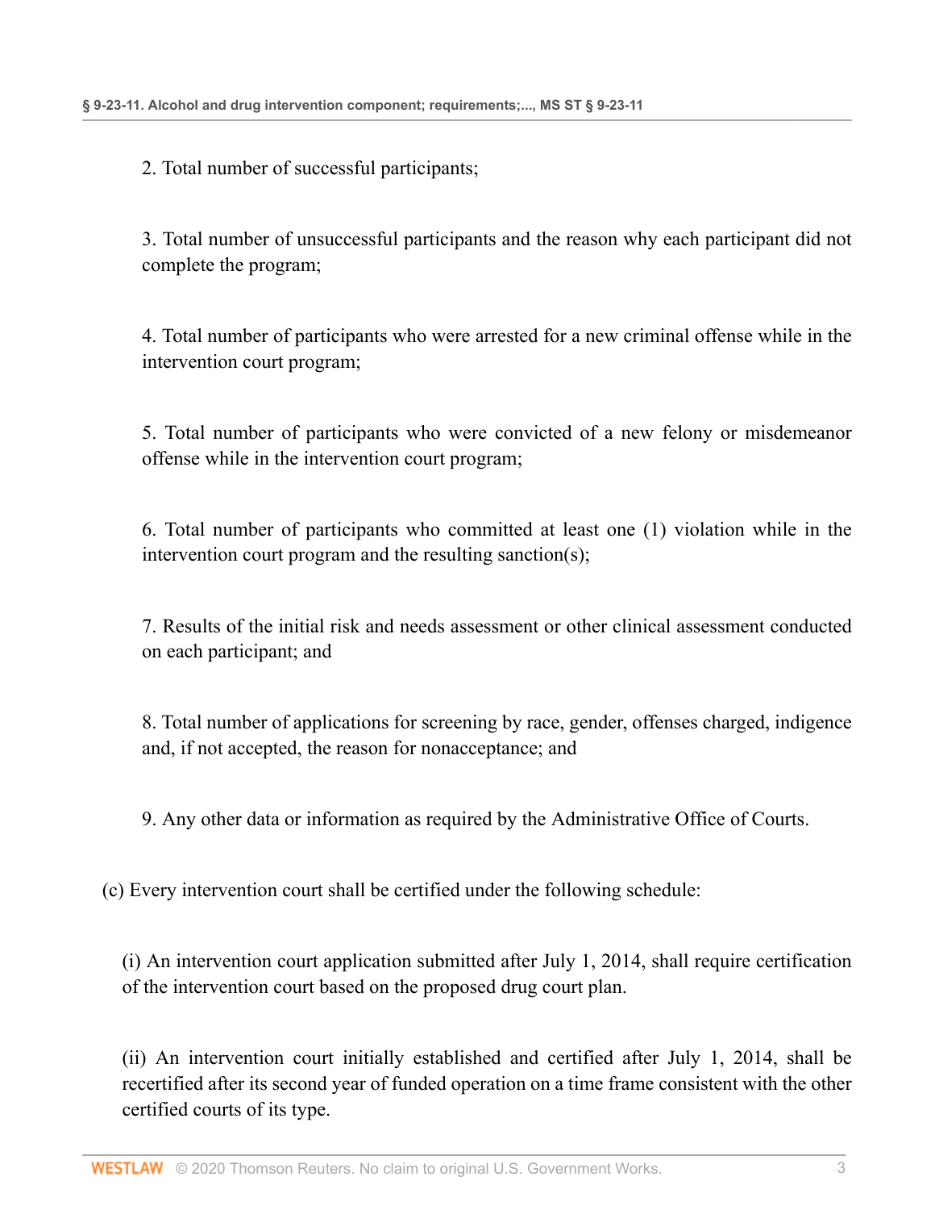2. Total number of successful participants;

3. Total number of unsuccessful participants and the reason why each participant did not complete the program;

4. Total number of participants who were arrested for a new criminal offense while in the intervention court program;

5. Total number of participants who were convicted of a new felony or misdemeanor offense while in the intervention court program;

6. Total number of participants who committed at least one (1) violation while in the intervention court program and the resulting sanction(s);

7. Results of the initial risk and needs assessment or other clinical assessment conducted on each participant; and

8. Total number of applications for screening by race, gender, offenses charged, indigence and, if not accepted, the reason for nonacceptance; and

9. Any other data or information as required by the Administrative Office of Courts.

(c) Every intervention court shall be certified under the following schedule:

(i) An intervention court application submitted after July 1, 2014, shall require certification of the intervention court based on the proposed drug court plan.

(ii) An intervention court initially established and certified after July 1, 2014, shall be recertified after its second year of funded operation on a time frame consistent with the other certified courts of its type.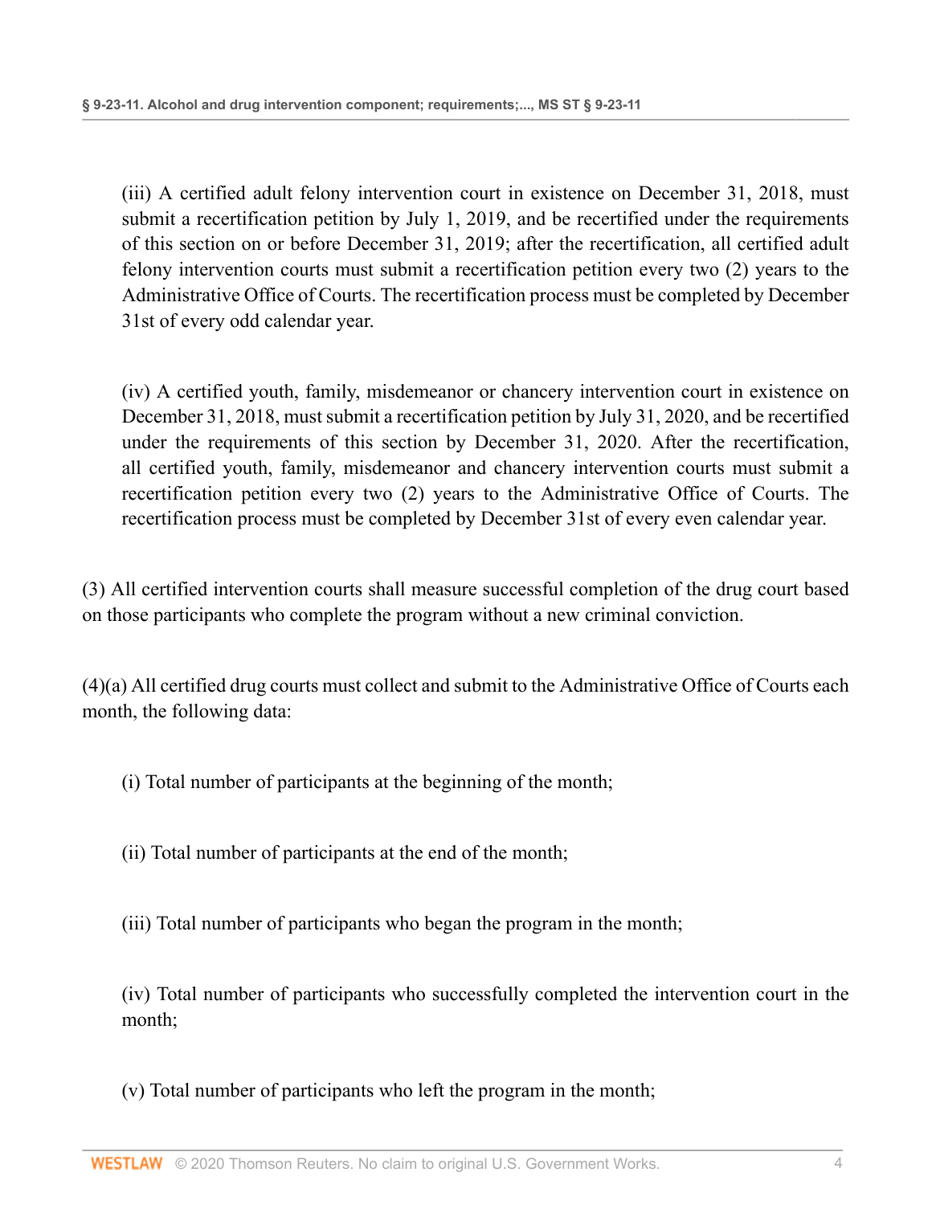(iii) A certified adult felony intervention court in existence on December 31, 2018, must submit a recertification petition by July 1, 2019, and be recertified under the requirements of this section on or before December 31, 2019; after the recertification, all certified adult felony intervention courts must submit a recertification petition every two (2) years to the Administrative Office of Courts. The recertification process must be completed by December 31st of every odd calendar year.

(iv) A certified youth, family, misdemeanor or chancery intervention court in existence on December 31, 2018, must submit a recertification petition by July 31, 2020, and be recertified under the requirements of this section by December 31, 2020. After the recertification, all certified youth, family, misdemeanor and chancery intervention courts must submit a recertification petition every two (2) years to the Administrative Office of Courts. The recertification process must be completed by December 31st of every even calendar year.

(3) All certified intervention courts shall measure successful completion of the drug court based on those participants who complete the program without a new criminal conviction.

(4)(a) All certified drug courts must collect and submit to the Administrative Office of Courts each month, the following data:

(i) Total number of participants at the beginning of the month;

(ii) Total number of participants at the end of the month;

(iii) Total number of participants who began the program in the month;

(iv) Total number of participants who successfully completed the intervention court in the month;

(v) Total number of participants who left the program in the month;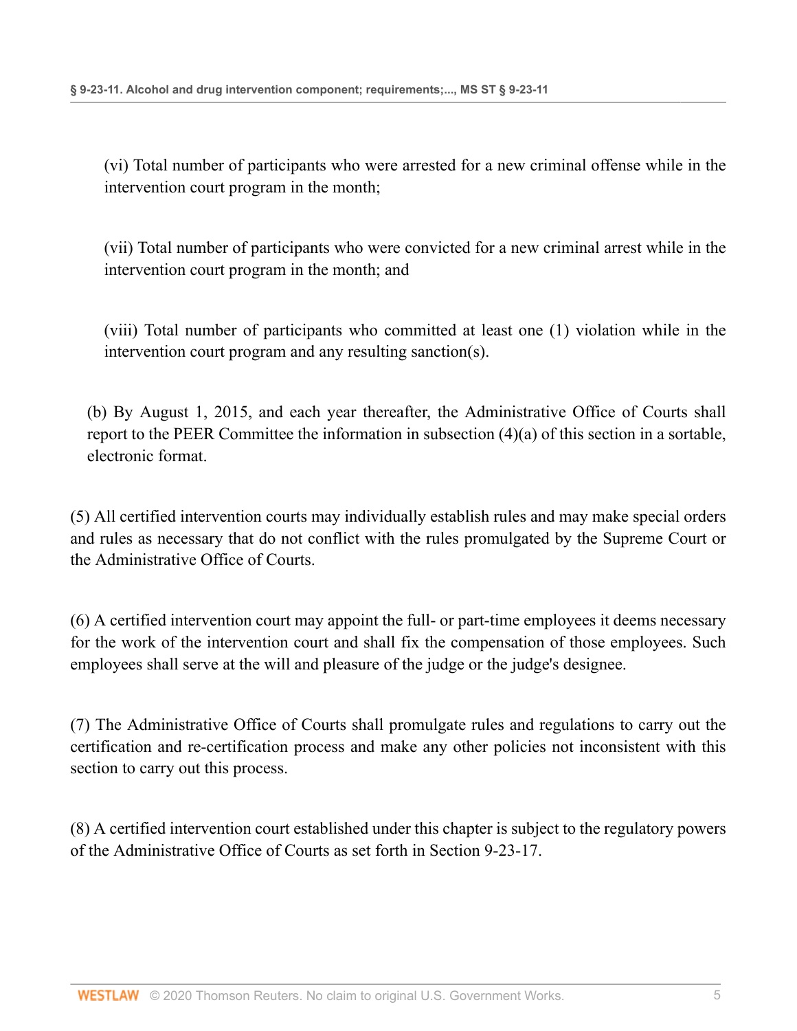(vi) Total number of participants who were arrested for a new criminal offense while in the intervention court program in the month;

(vii) Total number of participants who were convicted for a new criminal arrest while in the intervention court program in the month; and

(viii) Total number of participants who committed at least one (1) violation while in the intervention court program and any resulting sanction(s).

(b) By August 1, 2015, and each year thereafter, the Administrative Office of Courts shall report to the PEER Committee the information in subsection (4)(a) of this section in a sortable, electronic format.

(5) All certified intervention courts may individually establish rules and may make special orders and rules as necessary that do not conflict with the rules promulgated by the Supreme Court or the Administrative Office of Courts.

(6) A certified intervention court may appoint the full- or part-time employees it deems necessary for the work of the intervention court and shall fix the compensation of those employees. Such employees shall serve at the will and pleasure of the judge or the judge's designee.

(7) The Administrative Office of Courts shall promulgate rules and regulations to carry out the certification and re-certification process and make any other policies not inconsistent with this section to carry out this process.

(8) A certified intervention court established under this chapter is subject to the regulatory powers of the Administrative Office of Courts as set forth in Section 9-23-17.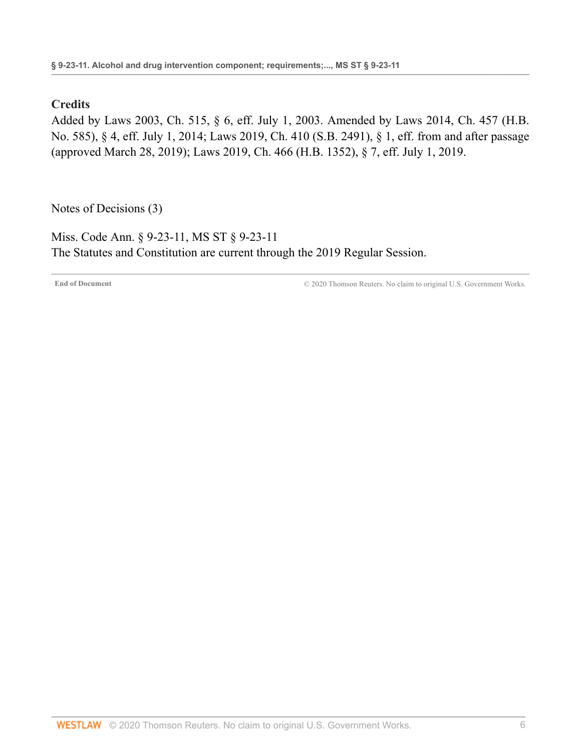## Credits

Added by Laws 2003, Ch. 515, § 6, eff. July 1, 2003. Amended by Laws 2014, Ch. 457 (H.B. No. 585), § 4, eff. July 1, 2014; Laws 2019, Ch. 410 (S.B. 2491), § 1, eff. from and after passage (approved March 28, 2019); Laws 2019, Ch. 466 (H.B. 1352), § 7, eff. July 1, 2019.

Notes of Decisions (3)

Miss. Code Ann. § 9-23-11, MS ST § 9-23-11
The Statutes and Constitution are current through the 2019 Regular Session.

**End of Document** © 2020 Thomson Reuters. No claim to original U.S. Government Works.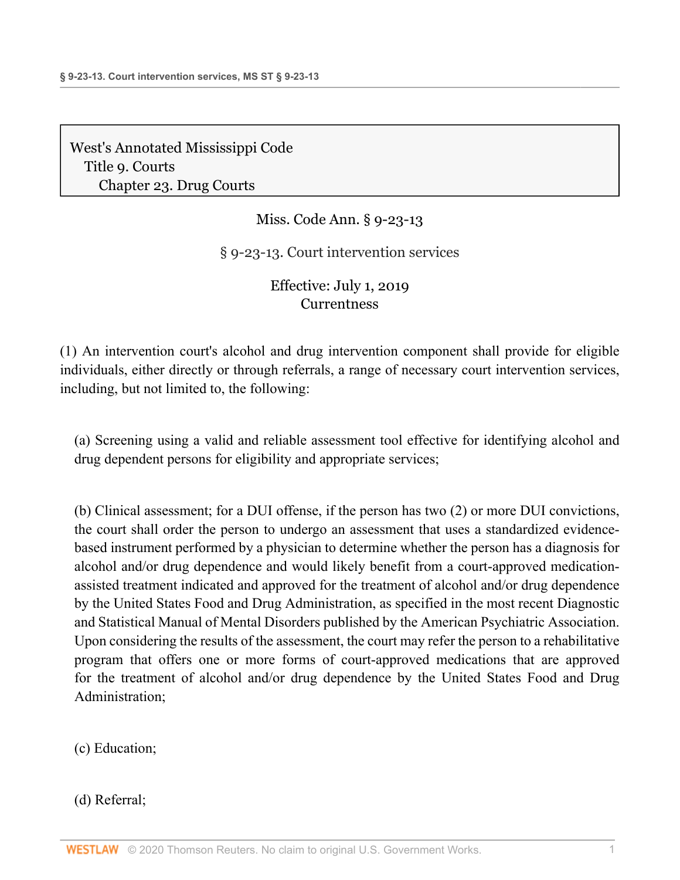West's Annotated Mississippi Code
Title 9. Courts
Chapter 23. Drug Courts

Miss. Code Ann. § 9-23-13

# § 9-23-13. Court intervention services

Effective: July 1, 2019
Currentness

(1) An intervention court's alcohol and drug intervention component shall provide for eligible individuals, either directly or through referrals, a range of necessary court intervention services, including, but not limited to, the following:

(a) Screening using a valid and reliable assessment tool effective for identifying alcohol and drug dependent persons for eligibility and appropriate services;

(b) Clinical assessment; for a DUI offense, if the person has two (2) or more DUI convictions, the court shall order the person to undergo an assessment that uses a standardized evidence-based instrument performed by a physician to determine whether the person has a diagnosis for alcohol and/or drug dependence and would likely benefit from a court-approved medication-assisted treatment indicated and approved for the treatment of alcohol and/or drug dependence by the United States Food and Drug Administration, as specified in the most recent Diagnostic and Statistical Manual of Mental Disorders published by the American Psychiatric Association. Upon considering the results of the assessment, the court may refer the person to a rehabilitative program that offers one or more forms of court-approved medications that are approved for the treatment of alcohol and/or drug dependence by the United States Food and Drug Administration;

(c) Education;

(d) Referral;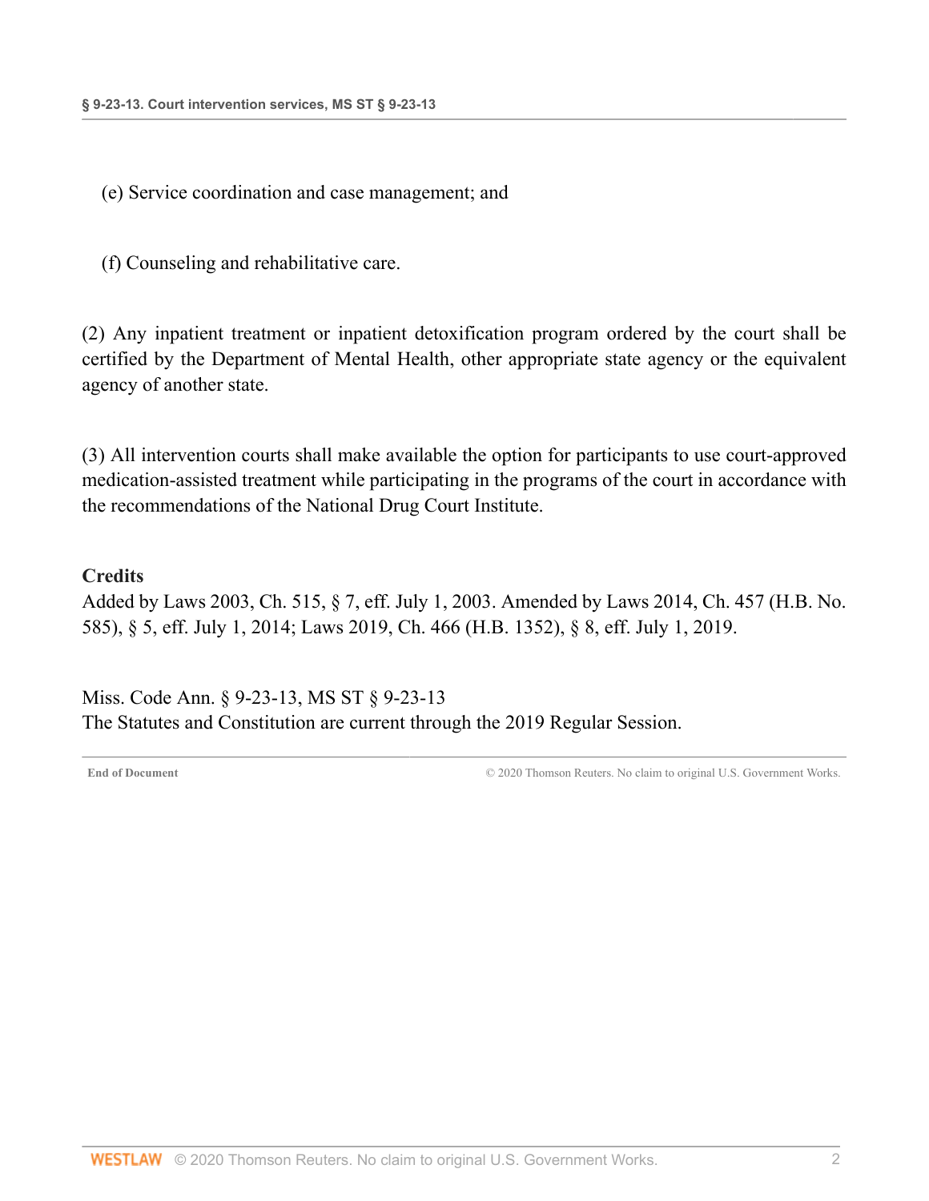(e) Service coordination and case management; and

(f) Counseling and rehabilitative care.

(2) Any inpatient treatment or inpatient detoxification program ordered by the court shall be certified by the Department of Mental Health, other appropriate state agency or the equivalent agency of another state.

(3) All intervention courts shall make available the option for participants to use court-approved medication-assisted treatment while participating in the programs of the court in accordance with the recommendations of the National Drug Court Institute.

**Credits**

Added by Laws 2003, Ch. 515, § 7, eff. July 1, 2003. Amended by Laws 2014, Ch. 457 (H.B. No. 585), § 5, eff. July 1, 2014; Laws 2019, Ch. 466 (H.B. 1352), § 8, eff. July 1, 2019.

Miss. Code Ann. § 9-23-13, MS ST § 9-23-13
The Statutes and Constitution are current through the 2019 Regular Session.

**End of Document** © 2020 Thomson Reuters. No claim to original U.S. Government Works.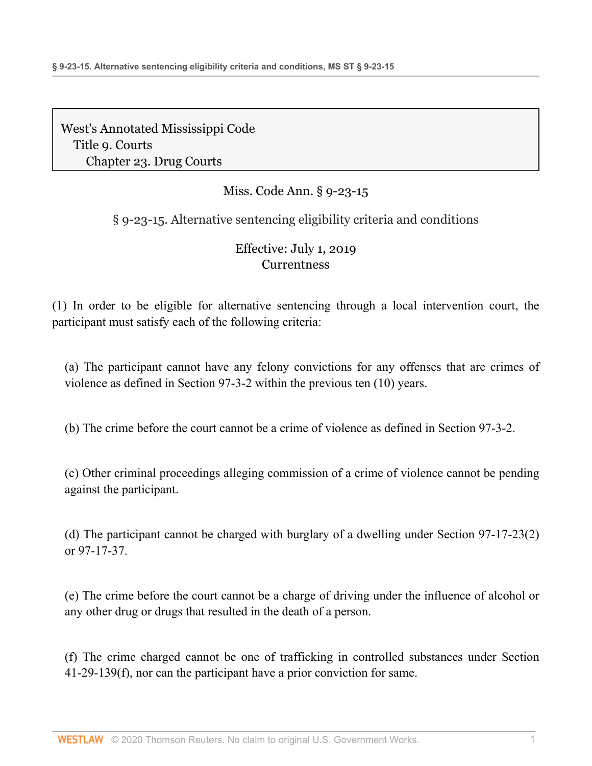West's Annotated Mississippi Code
Title 9. Courts
Chapter 23. Drug Courts

# Miss. Code Ann. § 9-23-15

## § 9-23-15. Alternative sentencing eligibility criteria and conditions

Effective: July 1, 2019
Currentness

(1) In order to be eligible for alternative sentencing through a local intervention court, the participant must satisfy each of the following criteria:

(a) The participant cannot have any felony convictions for any offenses that are crimes of violence as defined in Section 97-3-2 within the previous ten (10) years.

(b) The crime before the court cannot be a crime of violence as defined in Section 97-3-2.

(c) Other criminal proceedings alleging commission of a crime of violence cannot be pending against the participant.

(d) The participant cannot be charged with burglary of a dwelling under Section 97-17-23(2) or 97-17-37.

(e) The crime before the court cannot be a charge of driving under the influence of alcohol or any other drug or drugs that resulted in the death of a person.

(f) The crime charged cannot be one of trafficking in controlled substances under Section 41-29-139(f), nor can the participant have a prior conviction for same.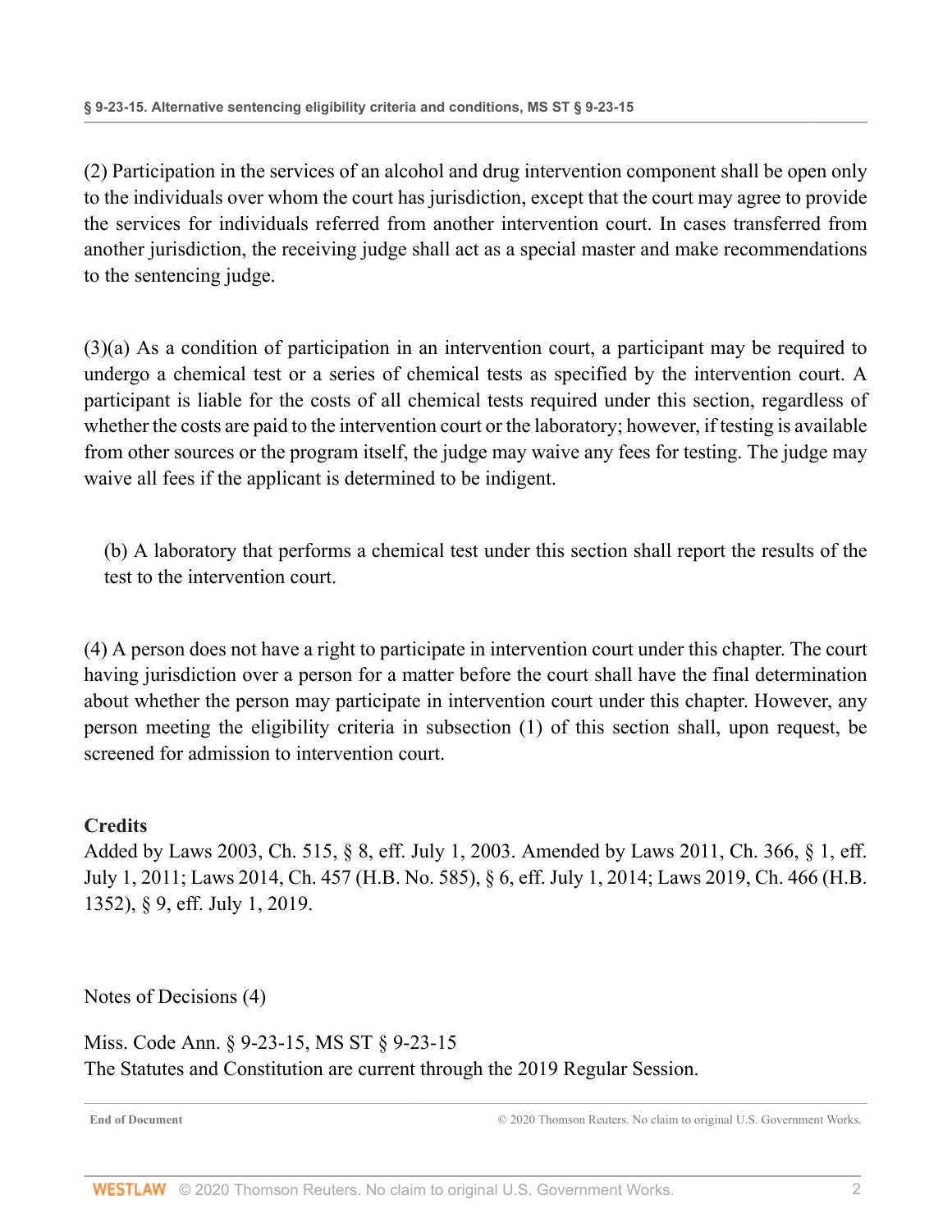(2) Participation in the services of an alcohol and drug intervention component shall be open only to the individuals over whom the court has jurisdiction, except that the court may agree to provide the services for individuals referred from another intervention court. In cases transferred from another jurisdiction, the receiving judge shall act as a special master and make recommendations to the sentencing judge.

(3)(a) As a condition of participation in an intervention court, a participant may be required to undergo a chemical test or a series of chemical tests as specified by the intervention court. A participant is liable for the costs of all chemical tests required under this section, regardless of whether the costs are paid to the intervention court or the laboratory; however, if testing is available from other sources or the program itself, the judge may waive any fees for testing. The judge may waive all fees if the applicant is determined to be indigent.

(b) A laboratory that performs a chemical test under this section shall report the results of the test to the intervention court.

(4) A person does not have a right to participate in intervention court under this chapter. The court having jurisdiction over a person for a matter before the court shall have the final determination about whether the person may participate in intervention court under this chapter. However, any person meeting the eligibility criteria in subsection (1) of this section shall, upon request, be screened for admission to intervention court.

**Credits**

Added by Laws 2003, Ch. 515, § 8, eff. July 1, 2003. Amended by Laws 2011, Ch. 366, § 1, eff. July 1, 2011; Laws 2014, Ch. 457 (H.B. No. 585), § 6, eff. July 1, 2014; Laws 2019, Ch. 466 (H.B. 1352), § 9, eff. July 1, 2019.

Notes of Decisions (4)

Miss. Code Ann. § 9-23-15, MS ST § 9-23-15
The Statutes and Constitution are current through the 2019 Regular Session.

**End of Document** © 2020 Thomson Reuters. No claim to original U.S. Government Works.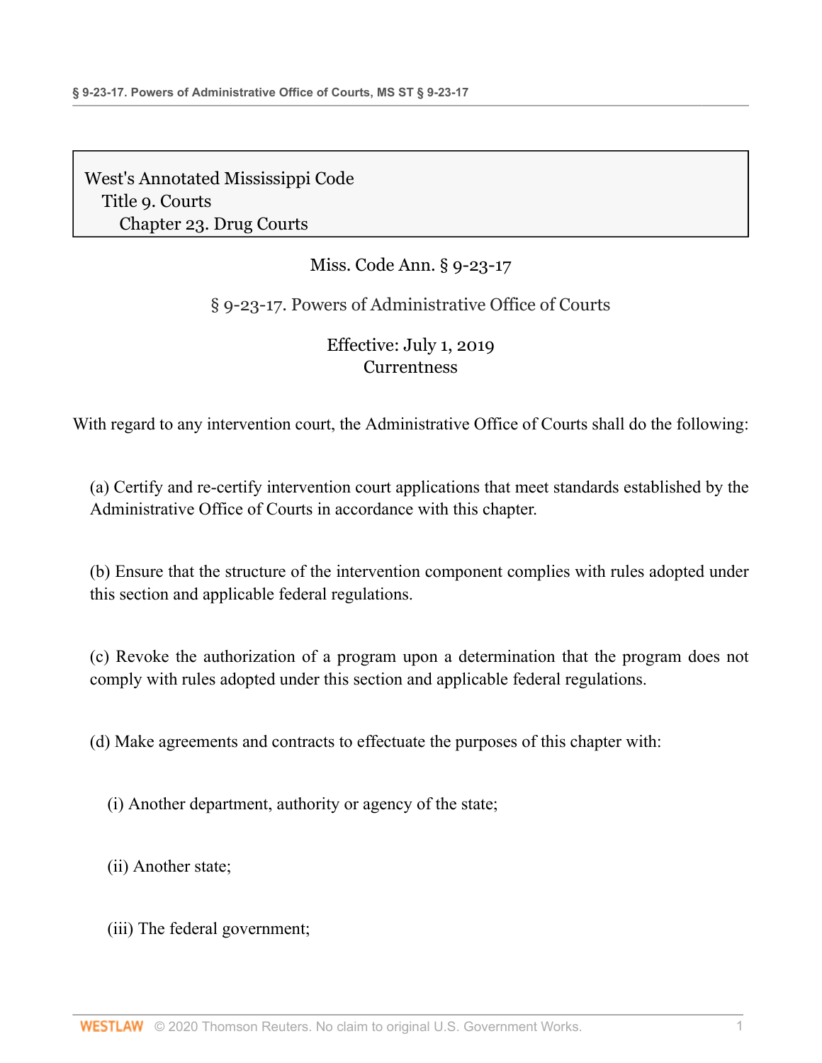West's Annotated Mississippi Code
Title 9. Courts
Chapter 23. Drug Courts

Miss. Code Ann. § 9-23-17

## § 9-23-17. Powers of Administrative Office of Courts

Effective: July 1, 2019
Currentness

With regard to any intervention court, the Administrative Office of Courts shall do the following:

(a) Certify and re-certify intervention court applications that meet standards established by the Administrative Office of Courts in accordance with this chapter.

(b) Ensure that the structure of the intervention component complies with rules adopted under this section and applicable federal regulations.

(c) Revoke the authorization of a program upon a determination that the program does not comply with rules adopted under this section and applicable federal regulations.

(d) Make agreements and contracts to effectuate the purposes of this chapter with:

(i) Another department, authority or agency of the state;

(ii) Another state;

(iii) The federal government;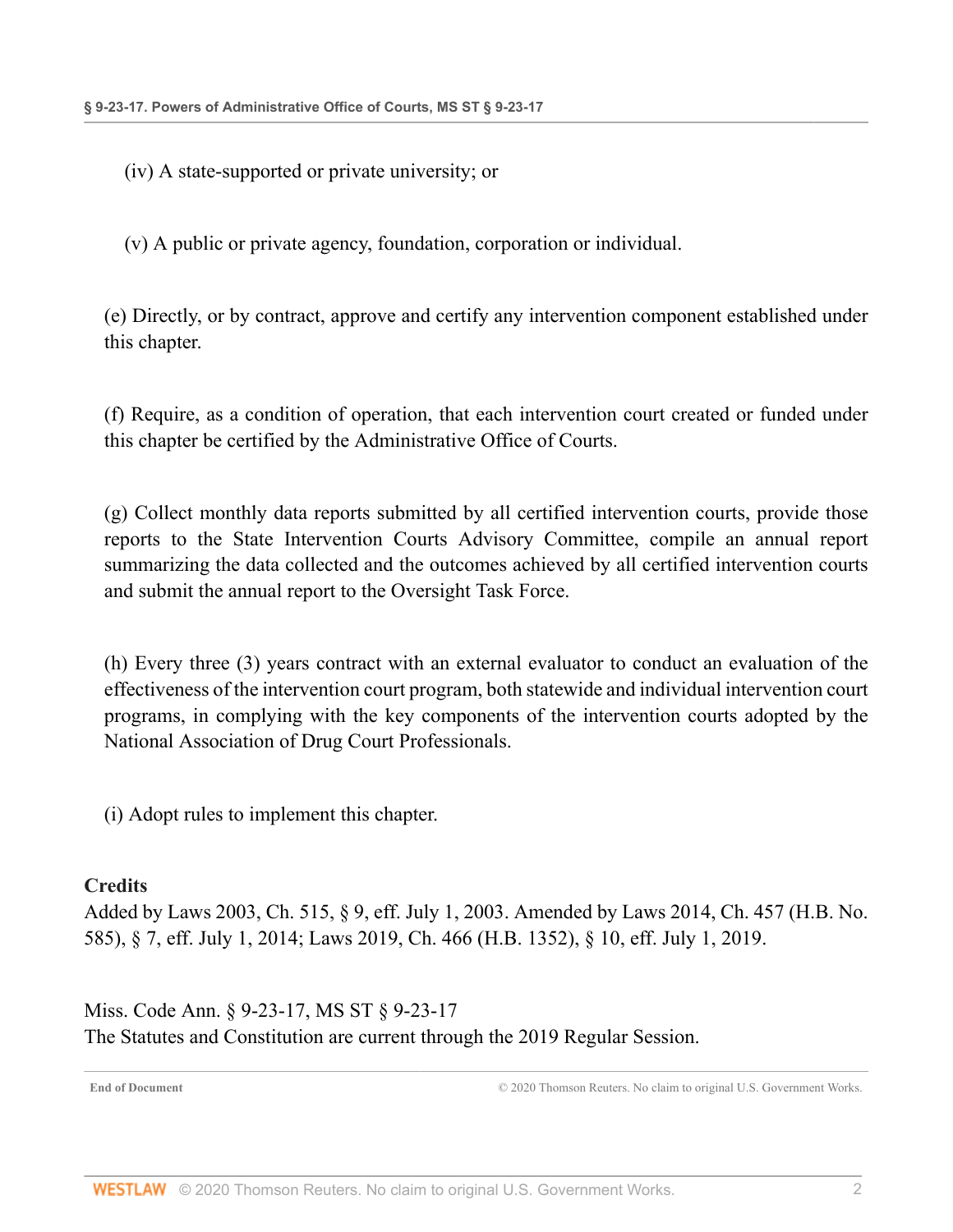(iv) A state-supported or private university; or

(v) A public or private agency, foundation, corporation or individual.

(e) Directly, or by contract, approve and certify any intervention component established under this chapter.

(f) Require, as a condition of operation, that each intervention court created or funded under this chapter be certified by the Administrative Office of Courts.

(g) Collect monthly data reports submitted by all certified intervention courts, provide those reports to the State Intervention Courts Advisory Committee, compile an annual report summarizing the data collected and the outcomes achieved by all certified intervention courts and submit the annual report to the Oversight Task Force.

(h) Every three (3) years contract with an external evaluator to conduct an evaluation of the effectiveness of the intervention court program, both statewide and individual intervention court programs, in complying with the key components of the intervention courts adopted by the National Association of Drug Court Professionals.

(i) Adopt rules to implement this chapter.

## Credits

Added by Laws 2003, Ch. 515, § 9, eff. July 1, 2003. Amended by Laws 2014, Ch. 457 (H.B. No. 585), § 7, eff. July 1, 2014; Laws 2019, Ch. 466 (H.B. 1352), § 10, eff. July 1, 2019.

Miss. Code Ann. § 9-23-17, MS ST § 9-23-17
The Statutes and Constitution are current through the 2019 Regular Session.

**End of Document** © 2020 Thomson Reuters. No claim to original U.S. Government Works.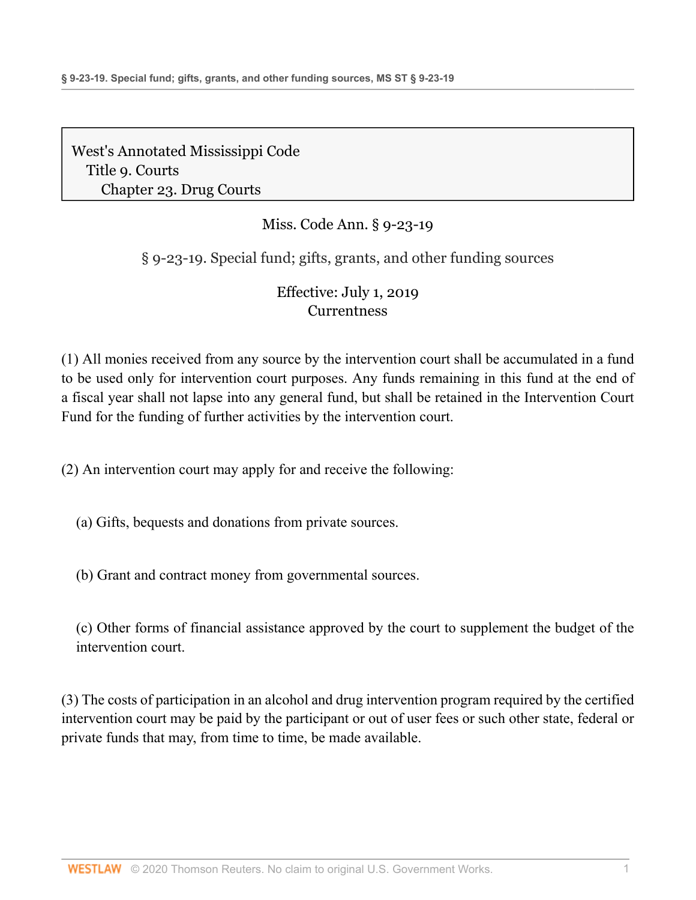West's Annotated Mississippi Code
Title 9. Courts
Chapter 23. Drug Courts

Miss. Code Ann. § 9-23-19

## § 9-23-19. Special fund; gifts, grants, and other funding sources

Effective: July 1, 2019
Currentness

(1) All monies received from any source by the intervention court shall be accumulated in a fund to be used only for intervention court purposes. Any funds remaining in this fund at the end of a fiscal year shall not lapse into any general fund, but shall be retained in the Intervention Court Fund for the funding of further activities by the intervention court.

(2) An intervention court may apply for and receive the following:

(a) Gifts, bequests and donations from private sources.

(b) Grant and contract money from governmental sources.

(c) Other forms of financial assistance approved by the court to supplement the budget of the intervention court.

(3) The costs of participation in an alcohol and drug intervention program required by the certified intervention court may be paid by the participant or out of user fees or such other state, federal or private funds that may, from time to time, be made available.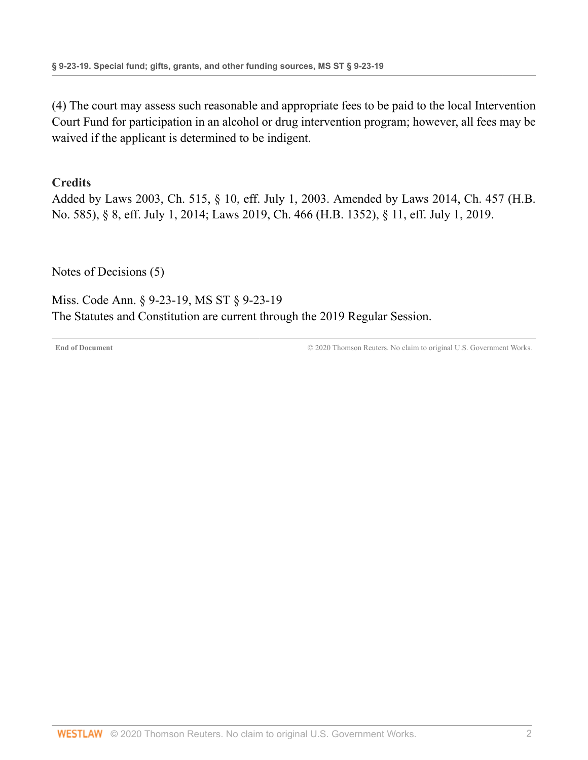(4) The court may assess such reasonable and appropriate fees to be paid to the local Intervention Court Fund for participation in an alcohol or drug intervention program; however, all fees may be waived if the applicant is determined to be indigent.

**Credits**

Added by Laws 2003, Ch. 515, § 10, eff. July 1, 2003. Amended by Laws 2014, Ch. 457 (H.B. No. 585), § 8, eff. July 1, 2014; Laws 2019, Ch. 466 (H.B. 1352), § 11, eff. July 1, 2019.

Notes of Decisions (5)

Miss. Code Ann. § 9-23-19, MS ST § 9-23-19
The Statutes and Constitution are current through the 2019 Regular Session.

End of Document © 2020 Thomson Reuters. No claim to original U.S. Government Works.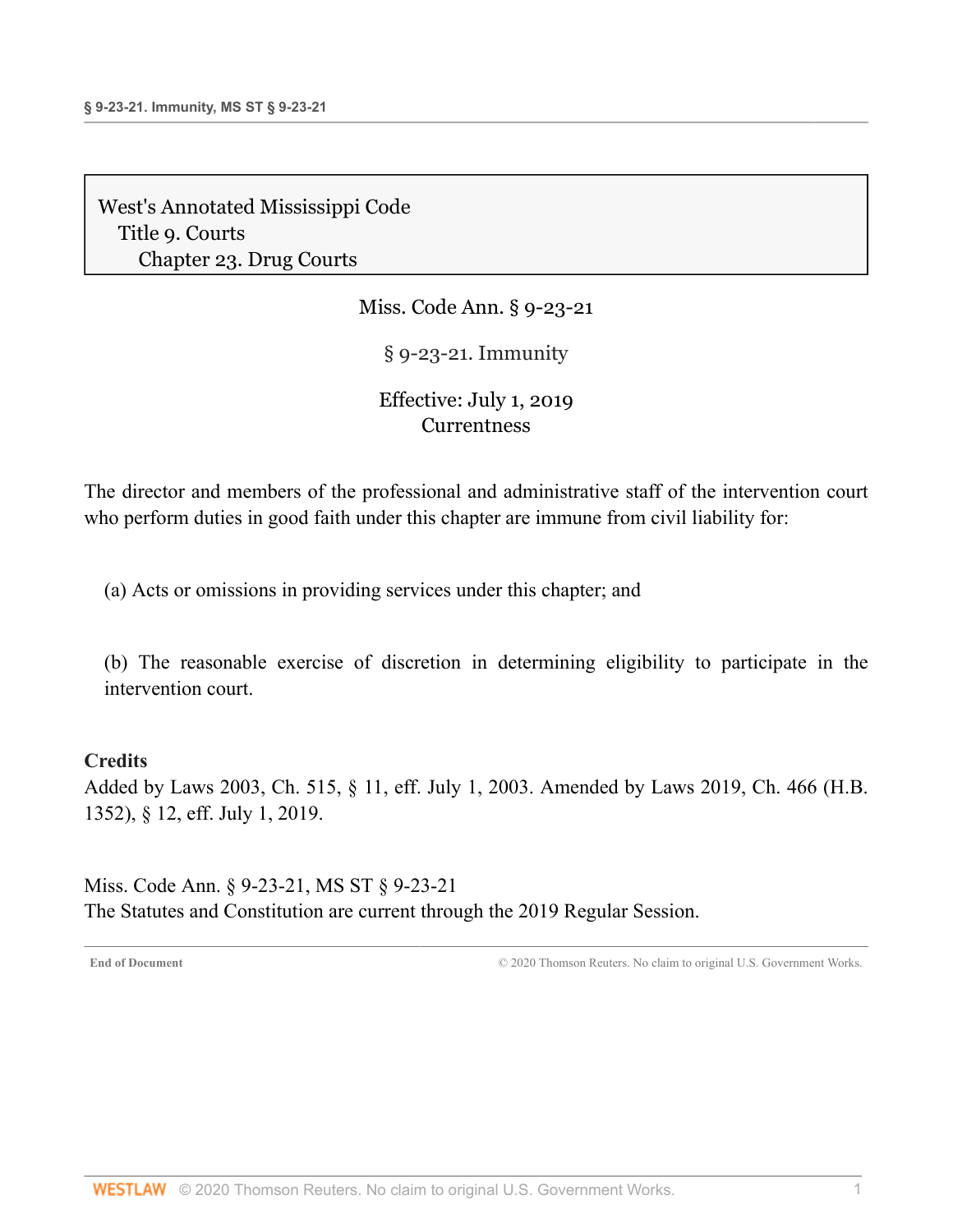West's Annotated Mississippi Code
Title 9. Courts
Chapter 23. Drug Courts

Miss. Code Ann. § 9-23-21

§ 9-23-21. Immunity

Effective: July 1, 2019
Currentness

The director and members of the professional and administrative staff of the intervention court who perform duties in good faith under this chapter are immune from civil liability for:

(a) Acts or omissions in providing services under this chapter; and

(b) The reasonable exercise of discretion in determining eligibility to participate in the intervention court.

**Credits**

Added by Laws 2003, Ch. 515, § 11, eff. July 1, 2003. Amended by Laws 2019, Ch. 466 (H.B. 1352), § 12, eff. July 1, 2019.

Miss. Code Ann. § 9-23-21, MS ST § 9-23-21
The Statutes and Constitution are current through the 2019 Regular Session.

**End of Document** © 2020 Thomson Reuters. No claim to original U.S. Government Works.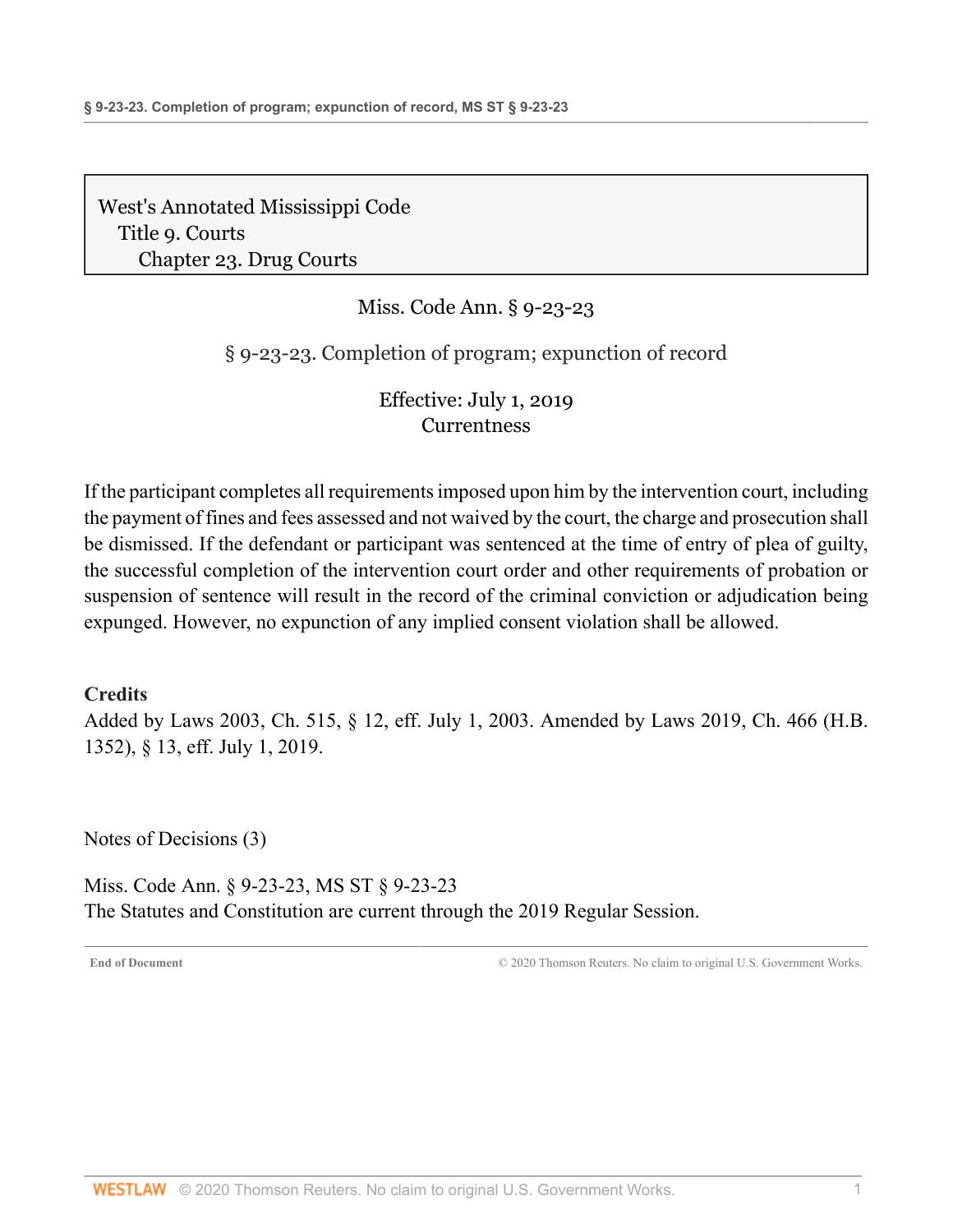West's Annotated Mississippi Code
Title 9. Courts
Chapter 23. Drug Courts

Miss. Code Ann. § 9-23-23

# § 9-23-23. Completion of program; expunction of record

Effective: July 1, 2019
Currentness

If the participant completes all requirements imposed upon him by the intervention court, including the payment of fines and fees assessed and not waived by the court, the charge and prosecution shall be dismissed. If the defendant or participant was sentenced at the time of entry of plea of guilty, the successful completion of the intervention court order and other requirements of probation or suspension of sentence will result in the record of the criminal conviction or adjudication being expunged. However, no expunction of any implied consent violation shall be allowed.

**Credits**

Added by Laws 2003, Ch. 515, § 12, eff. July 1, 2003. Amended by Laws 2019, Ch. 466 (H.B. 1352), § 13, eff. July 1, 2019.

Notes of Decisions (3)

Miss. Code Ann. § 9-23-23, MS ST § 9-23-23
The Statutes and Constitution are current through the 2019 Regular Session.

End of Document © 2020 Thomson Reuters. No claim to original U.S. Government Works.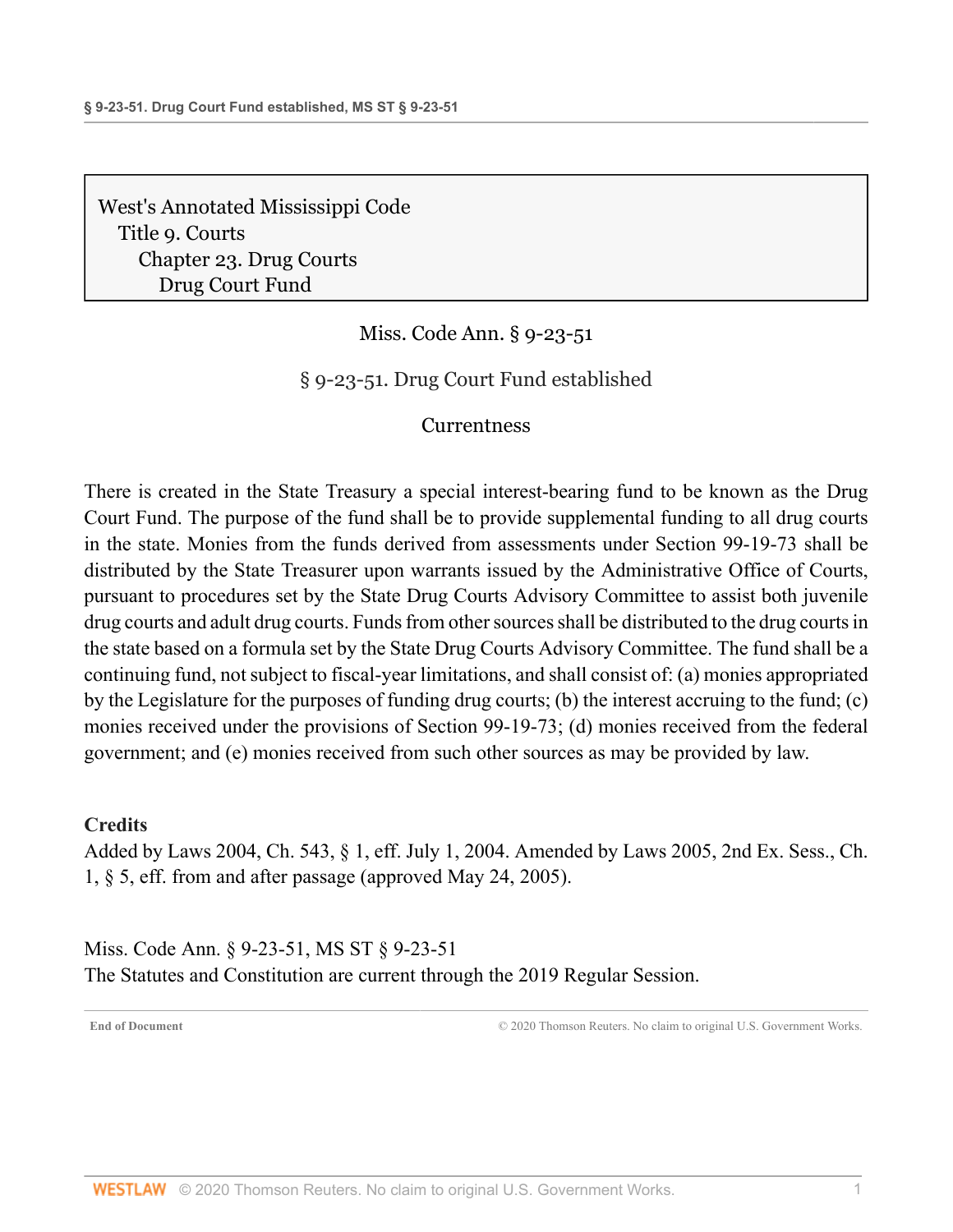West's Annotated Mississippi Code
Title 9. Courts
Chapter 23. Drug Courts
Drug Court Fund

Miss. Code Ann. § 9-23-51

# § 9-23-51. Drug Court Fund established

Currentness

There is created in the State Treasury a special interest-bearing fund to be known as the Drug Court Fund. The purpose of the fund shall be to provide supplemental funding to all drug courts in the state. Monies from the funds derived from assessments under Section 99-19-73 shall be distributed by the State Treasurer upon warrants issued by the Administrative Office of Courts, pursuant to procedures set by the State Drug Courts Advisory Committee to assist both juvenile drug courts and adult drug courts. Funds from other sources shall be distributed to the drug courts in the state based on a formula set by the State Drug Courts Advisory Committee. The fund shall be a continuing fund, not subject to fiscal-year limitations, and shall consist of: (a) monies appropriated by the Legislature for the purposes of funding drug courts; (b) the interest accruing to the fund; (c) monies received under the provisions of Section 99-19-73; (d) monies received from the federal government; and (e) monies received from such other sources as may be provided by law.

**Credits**

Added by Laws 2004, Ch. 543, § 1, eff. July 1, 2004. Amended by Laws 2005, 2nd Ex. Sess., Ch. 1, § 5, eff. from and after passage (approved May 24, 2005).

Miss. Code Ann. § 9-23-51, MS ST § 9-23-51
The Statutes and Constitution are current through the 2019 Regular Session.

End of Document © 2020 Thomson Reuters. No claim to original U.S. Government Works.